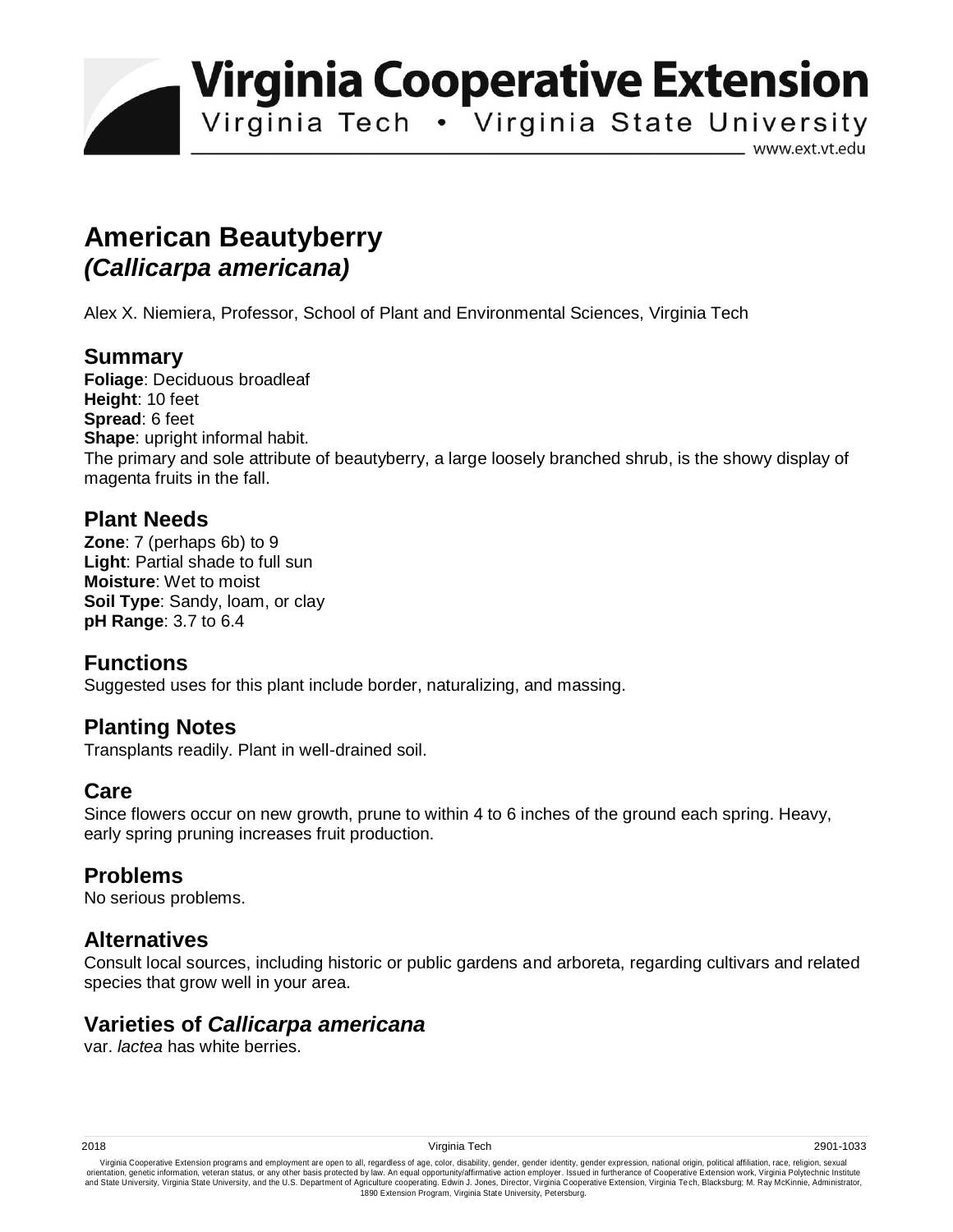# Virginia Cooperative Extension

Virginia Tech • Virginia State University

www.ext.vt.edu

# American Beautyberry
## *(Callicarpa americana)*

Alex X. Niemiera, Professor, School of Plant and Environmental Sciences, Virginia Tech

## Summary

**Foliage**: Deciduous broadleaf
**Height**: 10 feet
**Spread**: 6 feet
**Shape**: upright informal habit.
The primary and sole attribute of beautyberry, a large loosely branched shrub, is the showy display of magenta fruits in the fall.

## Plant Needs

**Zone**: 7 (perhaps 6b) to 9
**Light**: Partial shade to full sun
**Moisture**: Wet to moist
**Soil Type**: Sandy, loam, or clay
**pH Range**: 3.7 to 6.4

## Functions

Suggested uses for this plant include border, naturalizing, and massing.

## Planting Notes

Transplants readily. Plant in well-drained soil.

## Care

Since flowers occur on new growth, prune to within 4 to 6 inches of the ground each spring. Heavy, early spring pruning increases fruit production.

## Problems

No serious problems.

## Alternatives

Consult local sources, including historic or public gardens and arboreta, regarding cultivars and related species that grow well in your area.

## Varieties of *Callicarpa americana*

var. *lactea* has white berries.

2018 Virginia Tech 2901-1033

Virginia Cooperative Extension programs and employment are open to all, regardless of age, color, disability, gender, gender identity, gender expression, national origin, political affiliation, race, religion, sexual orientation, genetic information, veteran status, or any other basis protected by law. An equal opportunity/affirmative action employer. Issued in furtherance of Cooperative Extension work, Virginia Polytechnic Institute and State University, Virginia State University, and the U.S. Department of Agriculture cooperating. Edwin J. Jones, Director, Virginia Cooperative Extension, Virginia Tech, Blacksburg; M. Ray McKinnie, Administrator, 1890 Extension Program, Virginia State University, Petersburg.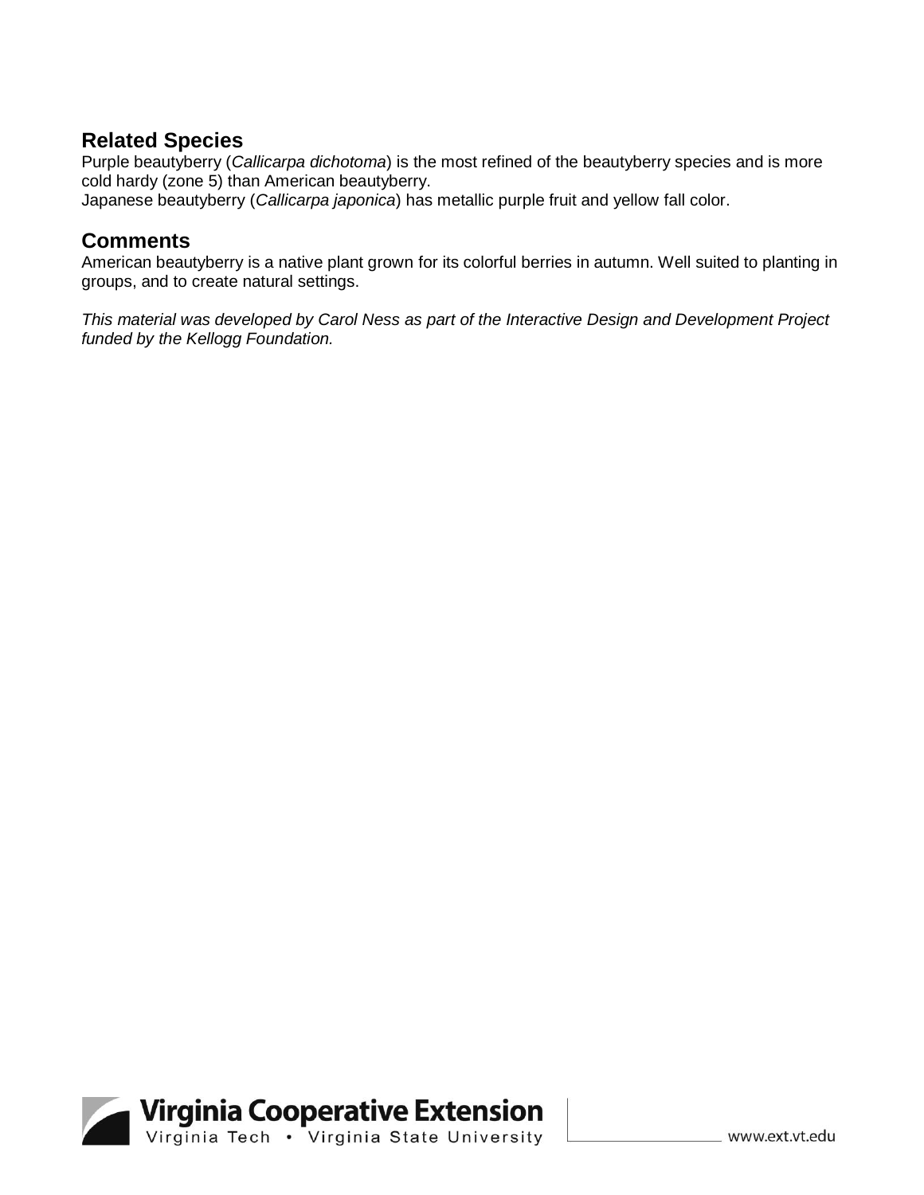## Related Species

Purple beautyberry (*Callicarpa dichotoma*) is the most refined of the beautyberry species and is more cold hardy (zone 5) than American beautyberry.

Japanese beautyberry (*Callicarpa japonica*) has metallic purple fruit and yellow fall color.

## Comments

American beautyberry is a native plant grown for its colorful berries in autumn. Well suited to planting in groups, and to create natural settings.

*This material was developed by Carol Ness as part of the Interactive Design and Development Project funded by the Kellogg Foundation.*

Virginia Cooperative Extension
Virginia Tech • Virginia State University

www.ext.vt.edu